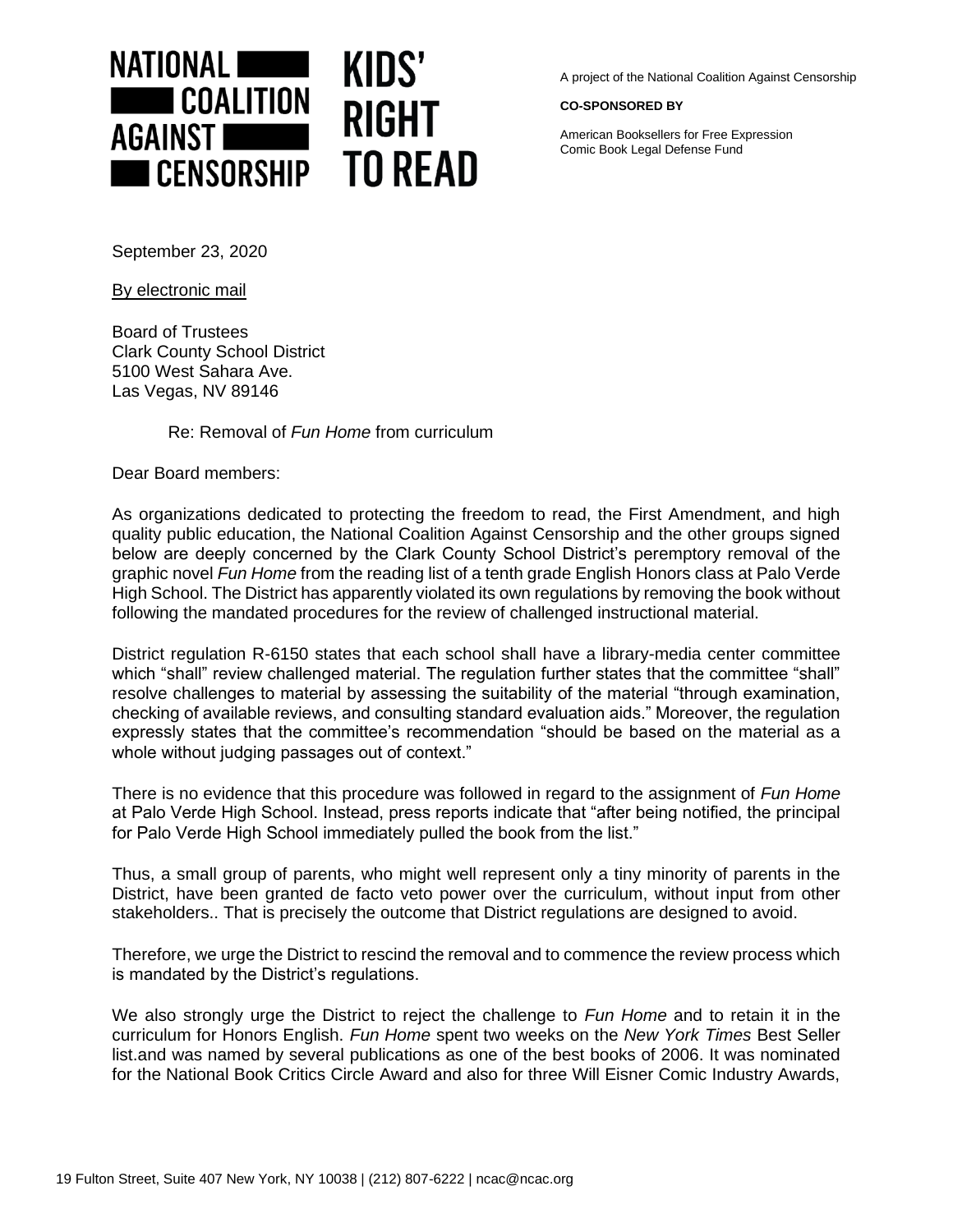**NATIONAL COALITION AGAINST CENSORSHIP** | **KIDS' RIGHT TO READ**

A project of the National Coalition Against Censorship

**CO-SPONSORED BY**

American Booksellers for Free Expression
Comic Book Legal Defense Fund

September 23, 2020

By electronic mail

Board of Trustees
Clark County School District
5100 West Sahara Ave.
Las Vegas, NV 89146

Re: Removal of *Fun Home* from curriculum

Dear Board members:

As organizations dedicated to protecting the freedom to read, the First Amendment, and high quality public education, the National Coalition Against Censorship and the other groups signed below are deeply concerned by the Clark County School District's peremptory removal of the graphic novel *Fun Home* from the reading list of a tenth grade English Honors class at Palo Verde High School. The District has apparently violated its own regulations by removing the book without following the mandated procedures for the review of challenged instructional material.

District regulation R-6150 states that each school shall have a library-media center committee which "shall" review challenged material. The regulation further states that the committee "shall" resolve challenges to material by assessing the suitability of the material "through examination, checking of available reviews, and consulting standard evaluation aids." Moreover, the regulation expressly states that the committee's recommendation "should be based on the material as a whole without judging passages out of context."

There is no evidence that this procedure was followed in regard to the assignment of *Fun Home* at Palo Verde High School. Instead, press reports indicate that "after being notified, the principal for Palo Verde High School immediately pulled the book from the list."

Thus, a small group of parents, who might well represent only a tiny minority of parents in the District, have been granted de facto veto power over the curriculum, without input from other stakeholders.. That is precisely the outcome that District regulations are designed to avoid.

Therefore, we urge the District to rescind the removal and to commence the review process which is mandated by the District's regulations.

We also strongly urge the District to reject the challenge to *Fun Home* and to retain it in the curriculum for Honors English. *Fun Home* spent two weeks on the *New York Times* Best Seller list.and was named by several publications as one of the best books of 2006. It was nominated for the National Book Critics Circle Award and also for three Will Eisner Comic Industry Awards,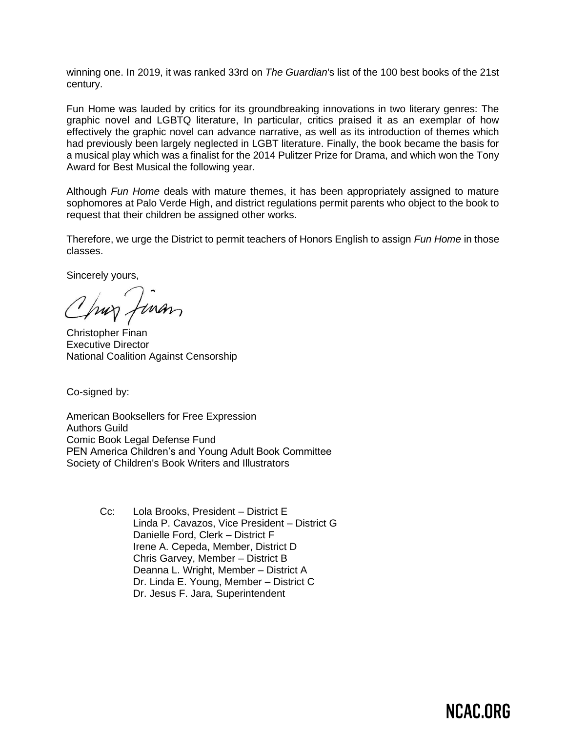winning one. In 2019, it was ranked 33rd on *The Guardian*'s list of the 100 best books of the 21st century.

Fun Home was lauded by critics for its groundbreaking innovations in two literary genres: The graphic novel and LGBTQ literature, In particular, critics praised it as an exemplar of how effectively the graphic novel can advance narrative, as well as its introduction of themes which had previously been largely neglected in LGBT literature. Finally, the book became the basis for a musical play which was a finalist for the 2014 Pulitzer Prize for Drama, and which won the Tony Award for Best Musical the following year.

Although *Fun Home* deals with mature themes, it has been appropriately assigned to mature sophomores at Palo Verde High, and district regulations permit parents who object to the book to request that their children be assigned other works.

Therefore, we urge the District to permit teachers of Honors English to assign *Fun Home* in those classes.

Sincerely yours,

Christopher Finan
Executive Director
National Coalition Against Censorship

Co-signed by:

American Booksellers for Free Expression
Authors Guild
Comic Book Legal Defense Fund
PEN America Children's and Young Adult Book Committee
Society of Children's Book Writers and Illustrators

Cc: Lola Brooks, President – District E
Linda P. Cavazos, Vice President – District G
Danielle Ford, Clerk – District F
Irene A. Cepeda, Member, District D
Chris Garvey, Member – District B
Deanna L. Wright, Member – District A
Dr. Linda E. Young, Member – District C
Dr. Jesus F. Jara, Superintendent

NCAC.ORG